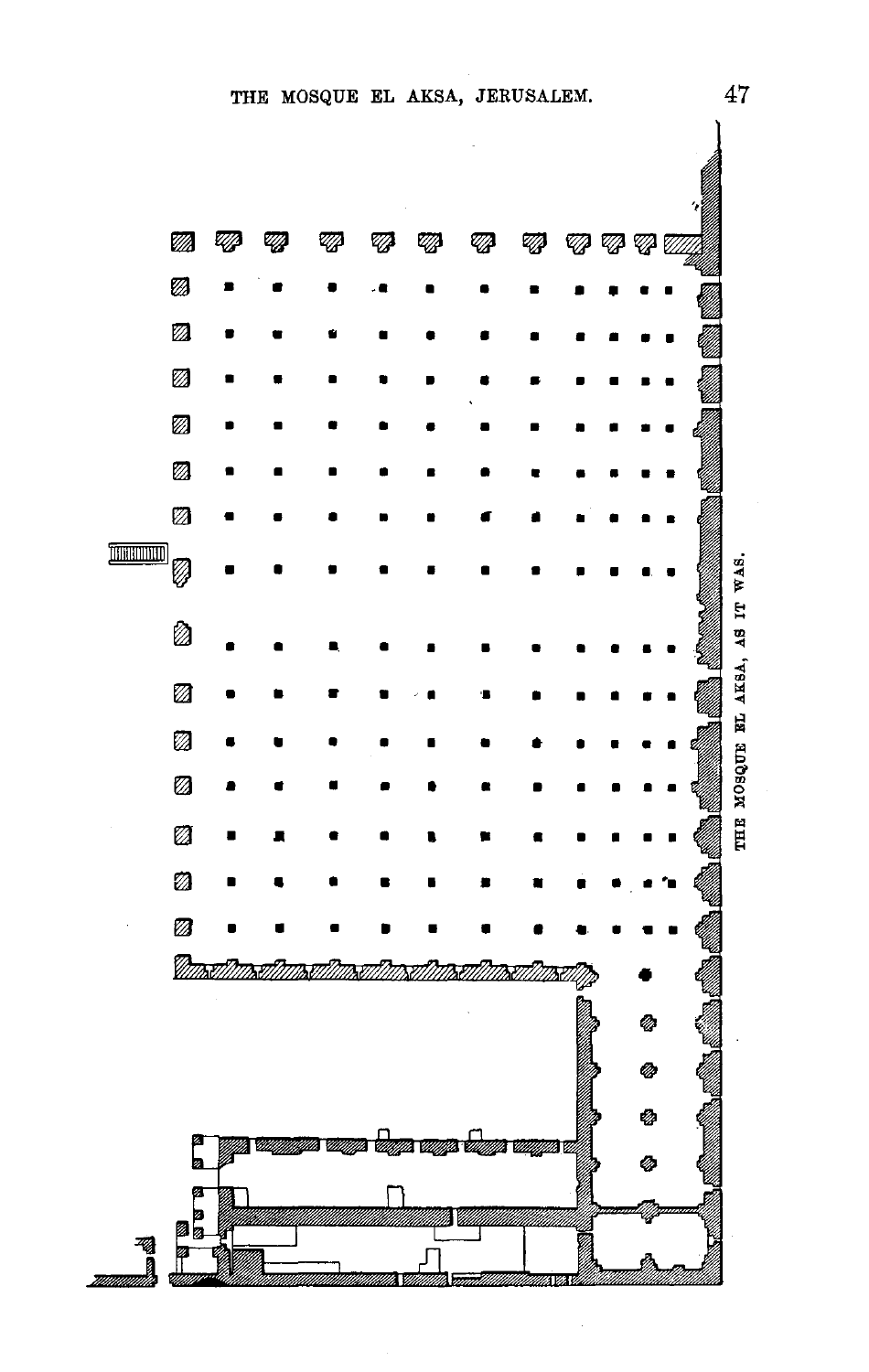THE MOSQUE EL AKSA, AS IT WAS.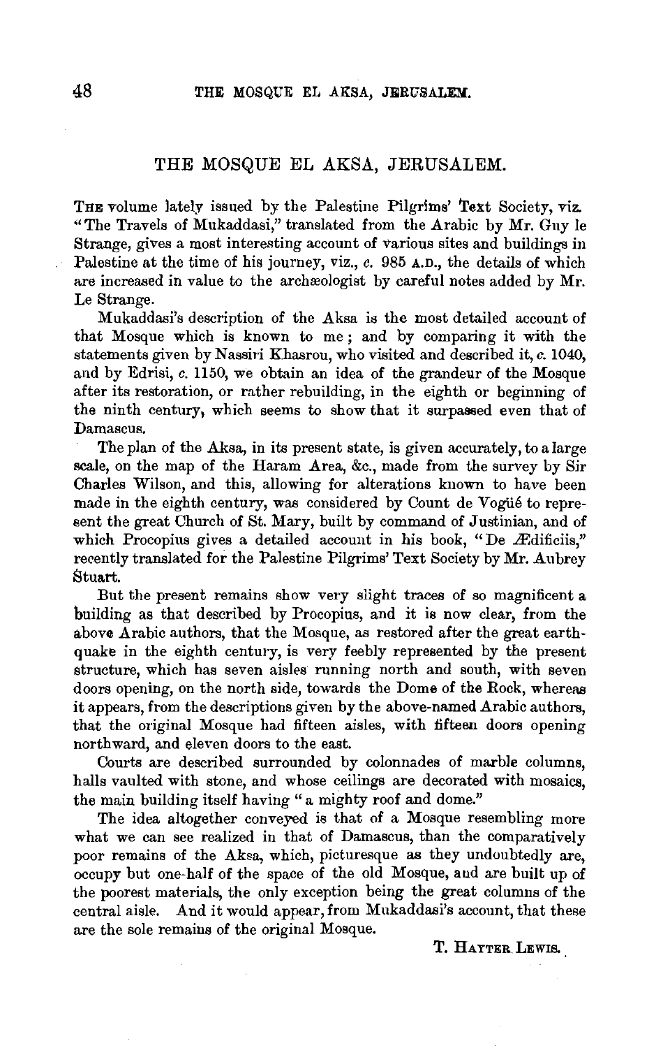# THE MOSQUE EL AKSA, JERUSALEM.

The volume lately issued by the Palestine Pilgrims' Text Society, viz. "The Travels of Mukaddasi," translated from the Arabic by Mr. Guy le Strange, gives a most interesting account of various sites and buildings in Palestine at the time of his journey, viz., *c.* 985 A.D., the details of which are increased in value to the archæologist by careful notes added by Mr. Le Strange.

Mukaddasi's description of the Aksa is the most detailed account of that Mosque which is known to me; and by comparing it with the statements given by Nassiri Khasrou, who visited and described it, *c.* 1040, and by Edrisi, *c.* 1150, we obtain an idea of the grandeur of the Mosque after its restoration, or rather rebuilding, in the eighth or beginning of the ninth century, which seems to show that it surpassed even that of Damascus.

The plan of the Aksa, in its present state, is given accurately, to a large scale, on the map of the Haram Area, &c., made from the survey by Sir Charles Wilson, and this, allowing for alterations known to have been made in the eighth century, was considered by Count de Vogüé to represent the great Church of St. Mary, built by command of Justinian, and of which Procopius gives a detailed account in his book, "De Ædificiis," recently translated for the Palestine Pilgrims' Text Society by Mr. Aubrey Stuart.

But the present remains show very slight traces of so magnificent a building as that described by Procopius, and it is now clear, from the above Arabic authors, that the Mosque, as restored after the great earthquake in the eighth century, is very feebly represented by the present structure, which has seven aisles running north and south, with seven doors opening, on the north side, towards the Dome of the Rock, whereas it appears, from the descriptions given by the above-named Arabic authors, that the original Mosque had fifteen aisles, with fifteen doors opening northward, and eleven doors to the east.

Courts are described surrounded by colonnades of marble columns, halls vaulted with stone, and whose ceilings are decorated with mosaics, the main building itself having "a mighty roof and dome."

The idea altogether conveyed is that of a Mosque resembling more what we can see realized in that of Damascus, than the comparatively poor remains of the Aksa, which, picturesque as they undoubtedly are, occupy but one-half of the space of the old Mosque, and are built up of the poorest materials, the only exception being the great columns of the central aisle. And it would appear, from Mukaddasi's account, that these are the sole remains of the original Mosque.

T. Hayter Lewis.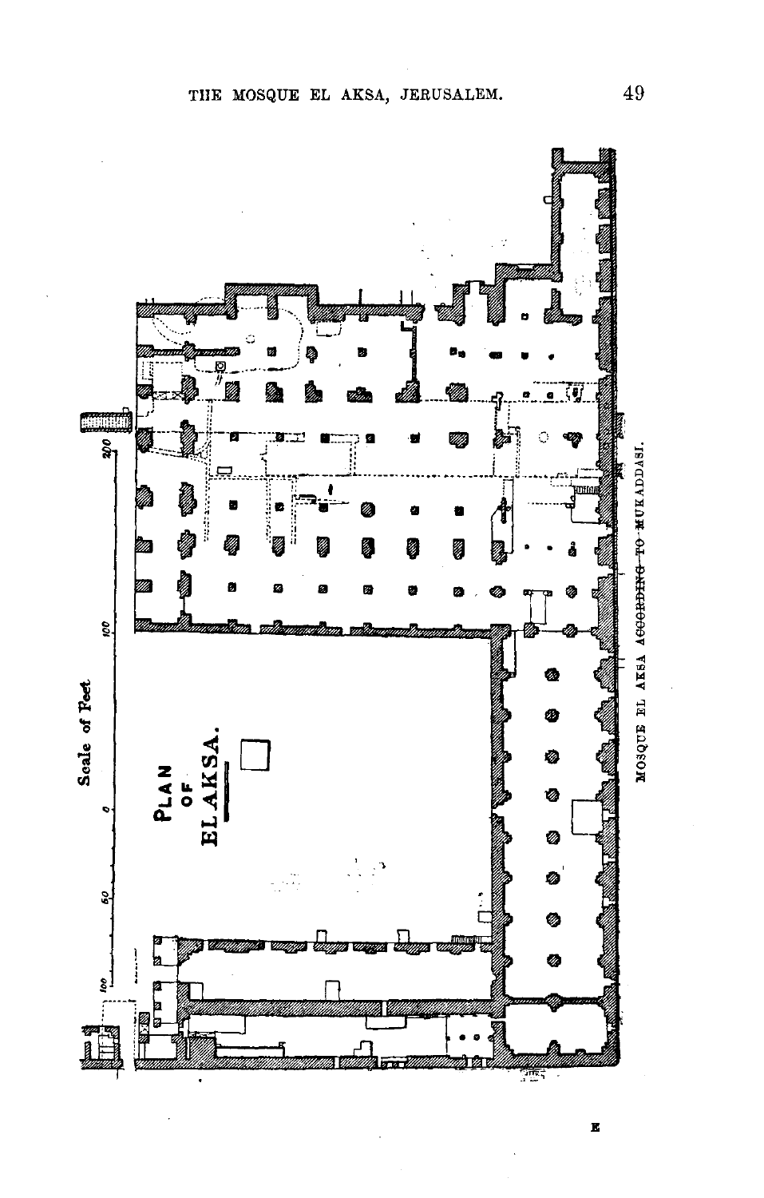Scale of Feet

100
50
0
100
200

PLAN
OF
EL AKSA.

MOSQUE EL AKSA ACCORDING TO MUKADDASI.